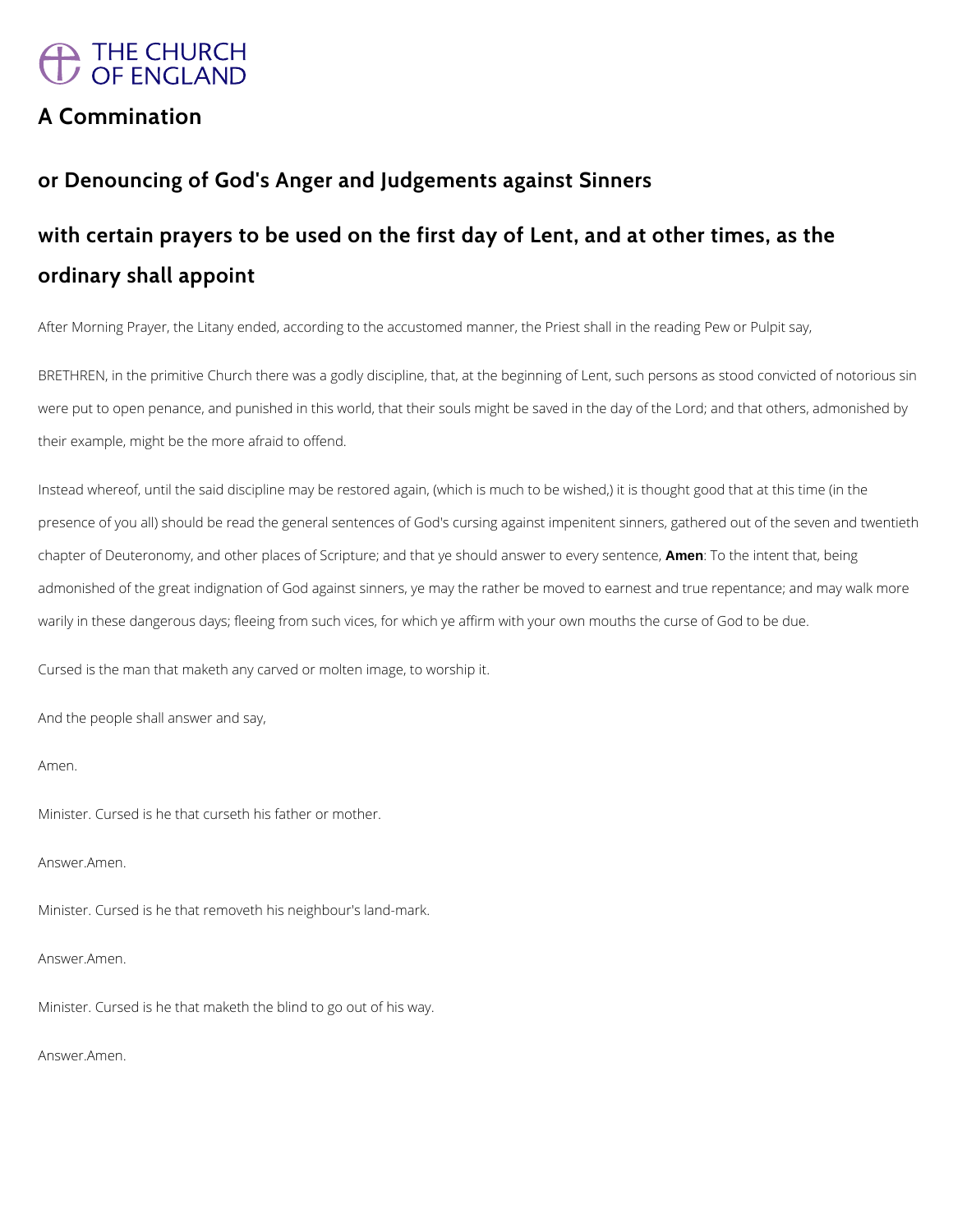# A Commination

## or Denouncing of God's Anger and Judgements against Sinners

## with certain prayers to be used on the first day of Lent, and at other times, as the ordinary shall appoint

After Morning Prayer, the Litany ended, according to the accustomed manner, the Priest shall in the reading Pew or Pulpit say,

BRETHREN, in the primitive Church there was a godly discipline, that, at the beginning of Lent, such persons as stood convicted of notorious sin were put to open penance, and punished in this world, that their souls might be saved in the day of the Lord; and that others, admonished by their example, might be the more afraid to offend.

Instead whereof, until the said discipline may be restored again, (which is much to be wished,) it is thought good that at this time (in the presence of you all) should be read the general sentences of God's cursing against impenitent sinners, gathered out of the seven and twentieth chapter of Deuteronomy, and other places of Scripture; and that ye should answer to every sentence, **Amen**: To the intent that, being admonished of the great indignation of God against sinners, ye may the rather be moved to earnest and true repentance; and may walk more warily in these dangerous days; fleeing from such vices, for which ye affirm with your own mouths the curse of God to be due.

Cursed is the man that maketh any carved or molten image, to worship it.

And the people shall answer and say,

Amen.

Minister. Cursed is he that curseth his father or mother.

Answer.Amen.

Minister. Cursed is he that removeth his neighbour's land-mark.

Answer.Amen.

Minister. Cursed is he that maketh the blind to go out of his way.

Answer.Amen.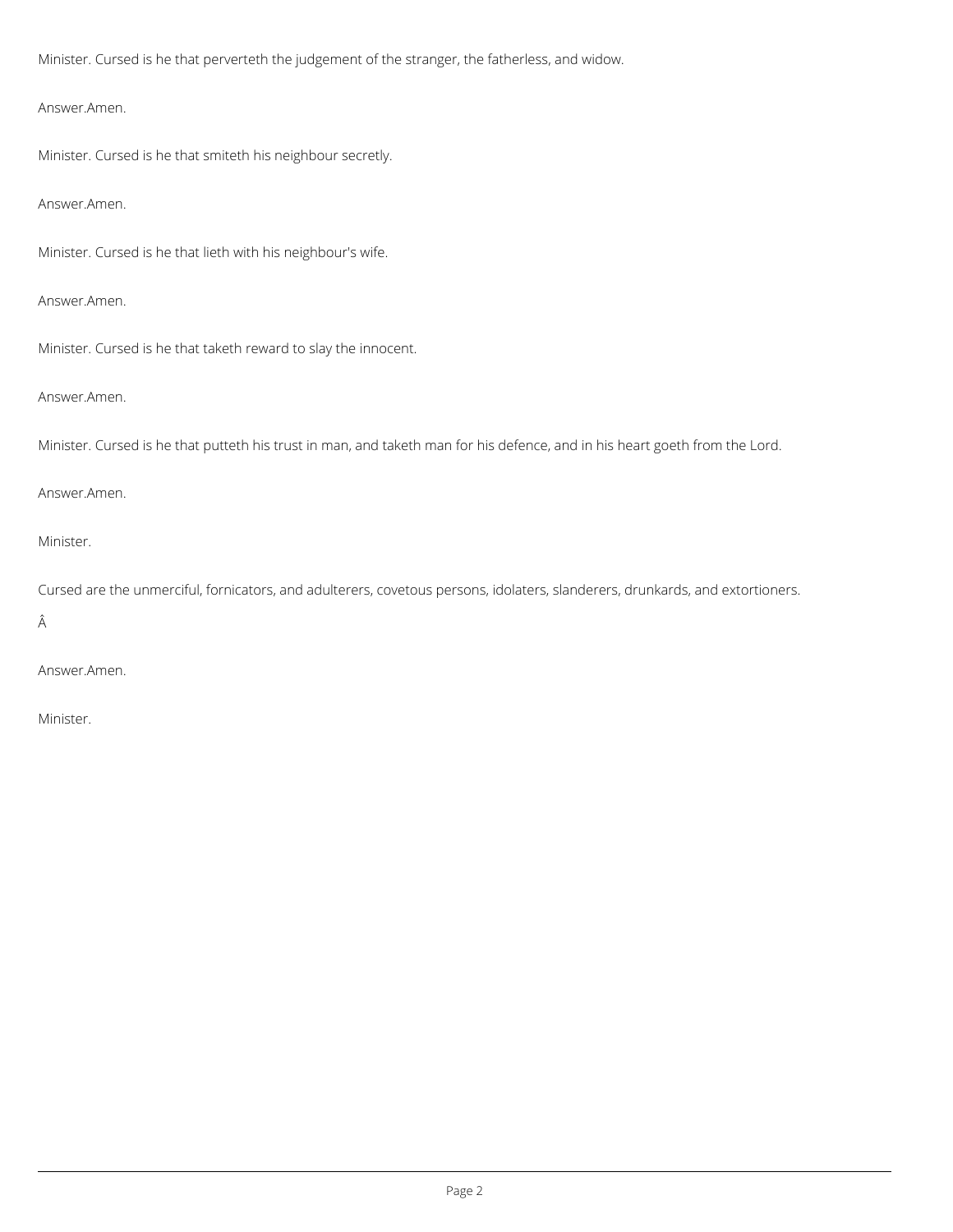Minister. Cursed is he that perverteth the judgement of the stranger, the fatherless, and widow.

Answer.Amen.

Minister. Cursed is he that smiteth his neighbour secretly.

Answer.Amen.

Minister. Cursed is he that lieth with his neighbour's wife.

Answer.Amen.

Minister. Cursed is he that taketh reward to slay the innocent.

Answer.Amen.

Minister. Cursed is he that putteth his trust in man, and taketh man for his defence, and in his heart goeth from the Lord.

Answer.Amen.

Minister.

Cursed are the unmerciful, fornicators, and adulterers, covetous persons, idolaters, slanderers, drunkards, and extortioners.

Â

Answer.Amen.

Minister.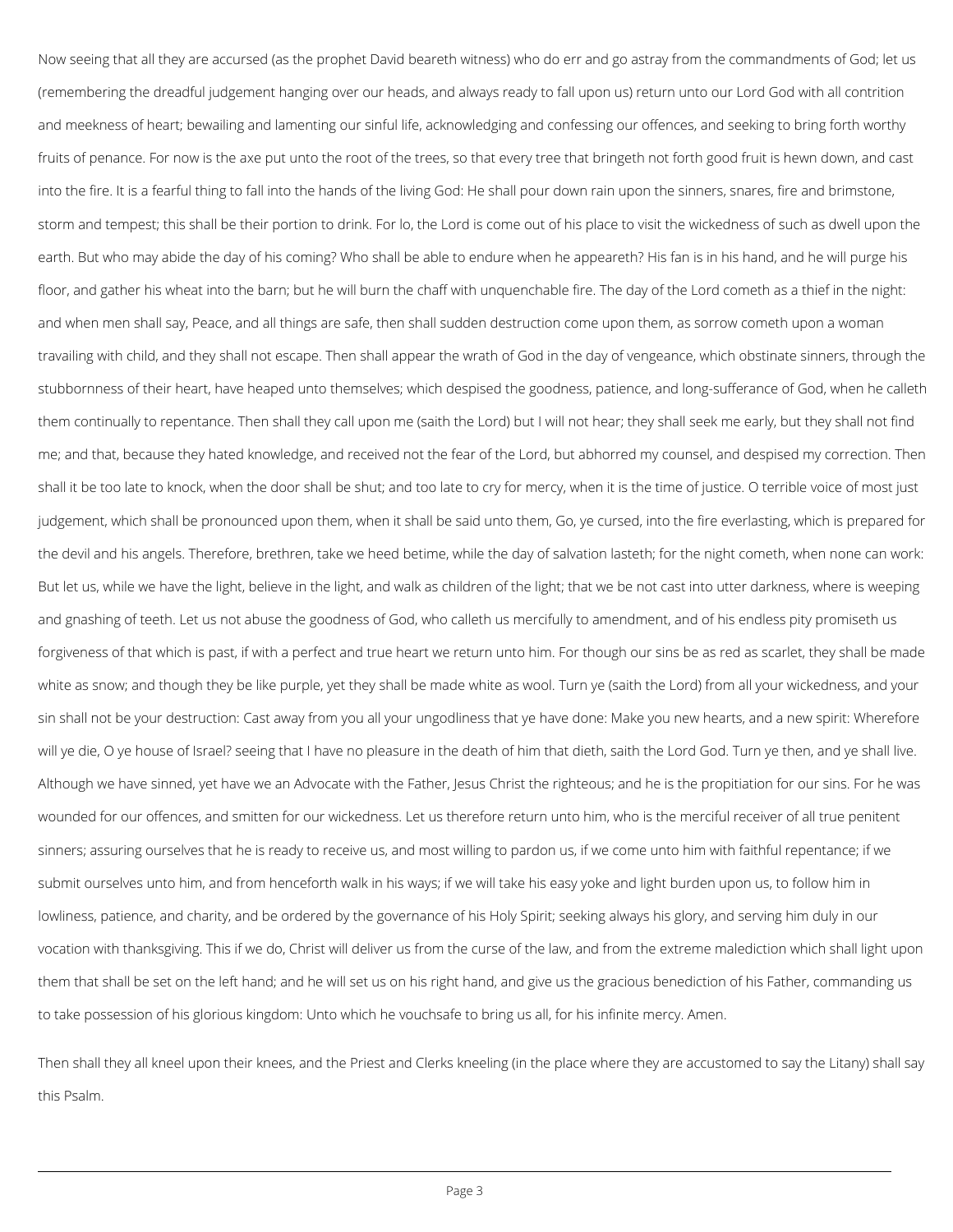Now seeing that all they are accursed (as the prophet David beareth witness) who do err and go astray from the commandments of God; let us (remembering the dreadful judgement hanging over our heads, and always ready to fall upon us) return unto our Lord God with all contrition and meekness of heart; bewailing and lamenting our sinful life, acknowledging and confessing our offences, and seeking to bring forth worthy fruits of penance. For now is the axe put unto the root of the trees, so that every tree that bringeth not forth good fruit is hewn down, and cast into the fire. It is a fearful thing to fall into the hands of the living God: He shall pour down rain upon the sinners, snares, fire and brimstone, storm and tempest; this shall be their portion to drink. For lo, the Lord is come out of his place to visit the wickedness of such as dwell upon the earth. But who may abide the day of his coming? Who shall be able to endure when he appeareth? His fan is in his hand, and he will purge his floor, and gather his wheat into the barn; but he will burn the chaff with unquenchable fire. The day of the Lord cometh as a thief in the night: and when men shall say, Peace, and all things are safe, then shall sudden destruction come upon them, as sorrow cometh upon a woman travailing with child, and they shall not escape. Then shall appear the wrath of God in the day of vengeance, which obstinate sinners, through the stubbornness of their heart, have heaped unto themselves; which despised the goodness, patience, and long-sufferance of God, when he calleth them continually to repentance. Then shall they call upon me (saith the Lord) but I will not hear; they shall seek me early, but they shall not find me; and that, because they hated knowledge, and received not the fear of the Lord, but abhorred my counsel, and despised my correction. Then shall it be too late to knock, when the door shall be shut; and too late to cry for mercy, when it is the time of justice. O terrible voice of most just judgement, which shall be pronounced upon them, when it shall be said unto them, Go, ye cursed, into the fire everlasting, which is prepared for the devil and his angels. Therefore, brethren, take we heed betime, while the day of salvation lasteth; for the night cometh, when none can work: But let us, while we have the light, believe in the light, and walk as children of the light; that we be not cast into utter darkness, where is weeping and gnashing of teeth. Let us not abuse the goodness of God, who calleth us mercifully to amendment, and of his endless pity promiseth us forgiveness of that which is past, if with a perfect and true heart we return unto him. For though our sins be as red as scarlet, they shall be made white as snow; and though they be like purple, yet they shall be made white as wool. Turn ye (saith the Lord) from all your wickedness, and your sin shall not be your destruction: Cast away from you all your ungodliness that ye have done: Make you new hearts, and a new spirit: Wherefore will ye die, O ye house of Israel? seeing that I have no pleasure in the death of him that dieth, saith the Lord God. Turn ye then, and ye shall live. Although we have sinned, yet have we an Advocate with the Father, Jesus Christ the righteous; and he is the propitiation for our sins. For he was wounded for our offences, and smitten for our wickedness. Let us therefore return unto him, who is the merciful receiver of all true penitent sinners; assuring ourselves that he is ready to receive us, and most willing to pardon us, if we come unto him with faithful repentance; if we submit ourselves unto him, and from henceforth walk in his ways; if we will take his easy yoke and light burden upon us, to follow him in lowliness, patience, and charity, and be ordered by the governance of his Holy Spirit; seeking always his glory, and serving him duly in our vocation with thanksgiving. This if we do, Christ will deliver us from the curse of the law, and from the extreme malediction which shall light upon them that shall be set on the left hand; and he will set us on his right hand, and give us the gracious benediction of his Father, commanding us to take possession of his glorious kingdom: Unto which he vouchsafe to bring us all, for his infinite mercy. Amen.

Then shall they all kneel upon their knees, and the Priest and Clerks kneeling (in the place where they are accustomed to say the Litany) shall say this Psalm.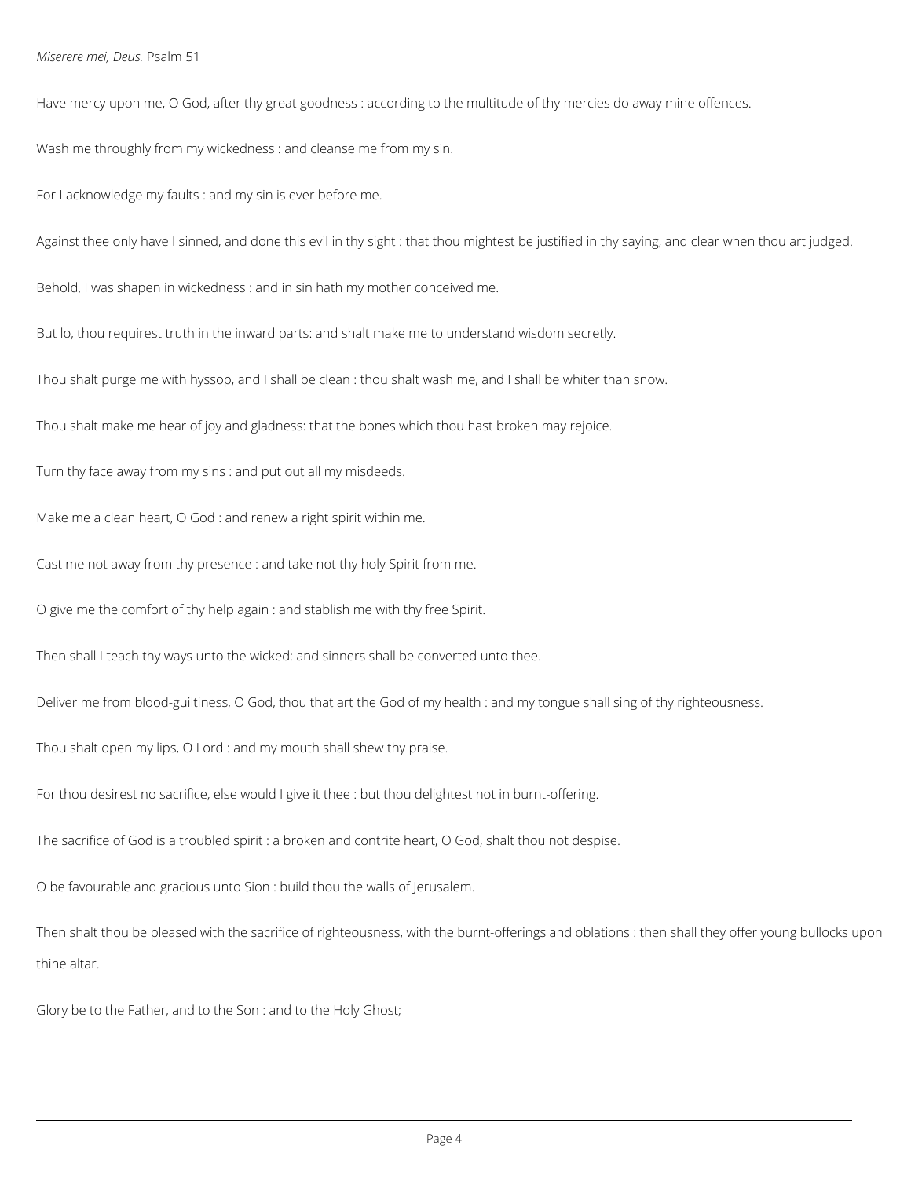*Miserere mei, Deus.* Psalm 51

Have mercy upon me, O God, after thy great goodness : according to the multitude of thy mercies do away mine offences.

Wash me throughly from my wickedness : and cleanse me from my sin.

For I acknowledge my faults : and my sin is ever before me.

Against thee only have I sinned, and done this evil in thy sight : that thou mightest be justified in thy saying, and clear when thou art judged.

Behold, I was shapen in wickedness : and in sin hath my mother conceived me.

But lo, thou requirest truth in the inward parts: and shalt make me to understand wisdom secretly.

Thou shalt purge me with hyssop, and I shall be clean : thou shalt wash me, and I shall be whiter than snow.

Thou shalt make me hear of joy and gladness: that the bones which thou hast broken may rejoice.

Turn thy face away from my sins : and put out all my misdeeds.

Make me a clean heart, O God : and renew a right spirit within me.

Cast me not away from thy presence : and take not thy holy Spirit from me.

O give me the comfort of thy help again : and stablish me with thy free Spirit.

Then shall I teach thy ways unto the wicked: and sinners shall be converted unto thee.

Deliver me from blood-guiltiness, O God, thou that art the God of my health : and my tongue shall sing of thy righteousness.

Thou shalt open my lips, O Lord : and my mouth shall shew thy praise.

For thou desirest no sacrifice, else would I give it thee : but thou delightest not in burnt-offering.

The sacrifice of God is a troubled spirit : a broken and contrite heart, O God, shalt thou not despise.

O be favourable and gracious unto Sion : build thou the walls of Jerusalem.

Then shalt thou be pleased with the sacrifice of righteousness, with the burnt-offerings and oblations : then shall they offer young bullocks upon thine altar.

Glory be to the Father, and to the Son : and to the Holy Ghost;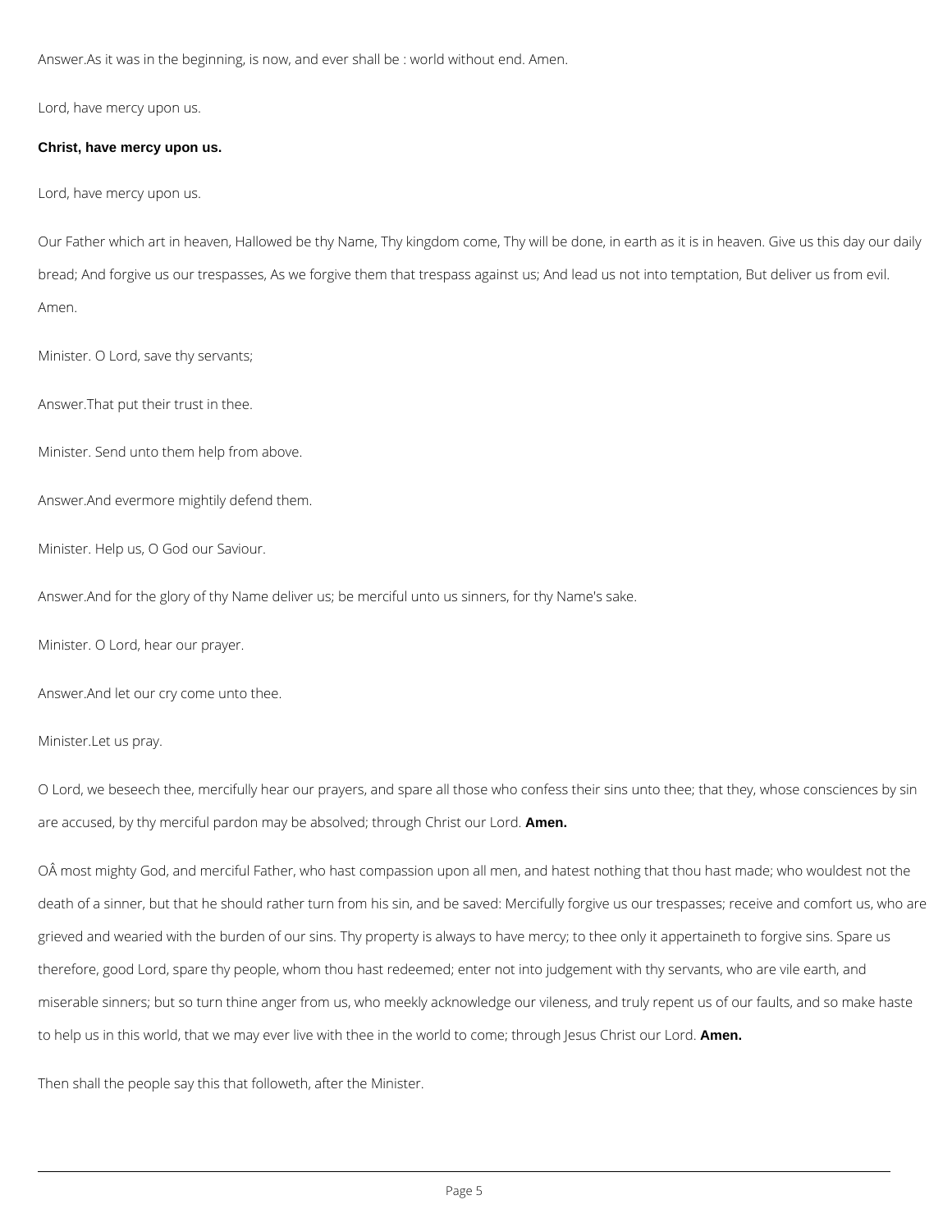Answer.As it was in the beginning, is now, and ever shall be : world without end. Amen.

Lord, have mercy upon us.

**Christ, have mercy upon us.**

Lord, have mercy upon us.

Our Father which art in heaven, Hallowed be thy Name, Thy kingdom come, Thy will be done, in earth as it is in heaven. Give us this day our daily bread; And forgive us our trespasses, As we forgive them that trespass against us; And lead us not into temptation, But deliver us from evil. Amen.

Minister. O Lord, save thy servants;

Answer.That put their trust in thee.

Minister. Send unto them help from above.

Answer.And evermore mightily defend them.

Minister. Help us, O God our Saviour.

Answer.And for the glory of thy Name deliver us; be merciful unto us sinners, for thy Name's sake.

Minister. O Lord, hear our prayer.

Answer.And let our cry come unto thee.

Minister.Let us pray.

O Lord, we beseech thee, mercifully hear our prayers, and spare all those who confess their sins unto thee; that they, whose consciences by sin are accused, by thy merciful pardon may be absolved; through Christ our Lord. **Amen.**

OÂ most mighty God, and merciful Father, who hast compassion upon all men, and hatest nothing that thou hast made; who wouldest not the death of a sinner, but that he should rather turn from his sin, and be saved: Mercifully forgive us our trespasses; receive and comfort us, who are grieved and wearied with the burden of our sins. Thy property is always to have mercy; to thee only it appertaineth to forgive sins. Spare us therefore, good Lord, spare thy people, whom thou hast redeemed; enter not into judgement with thy servants, who are vile earth, and miserable sinners; but so turn thine anger from us, who meekly acknowledge our vileness, and truly repent us of our faults, and so make haste to help us in this world, that we may ever live with thee in the world to come; through Jesus Christ our Lord. **Amen.**

Then shall the people say this that followeth, after the Minister.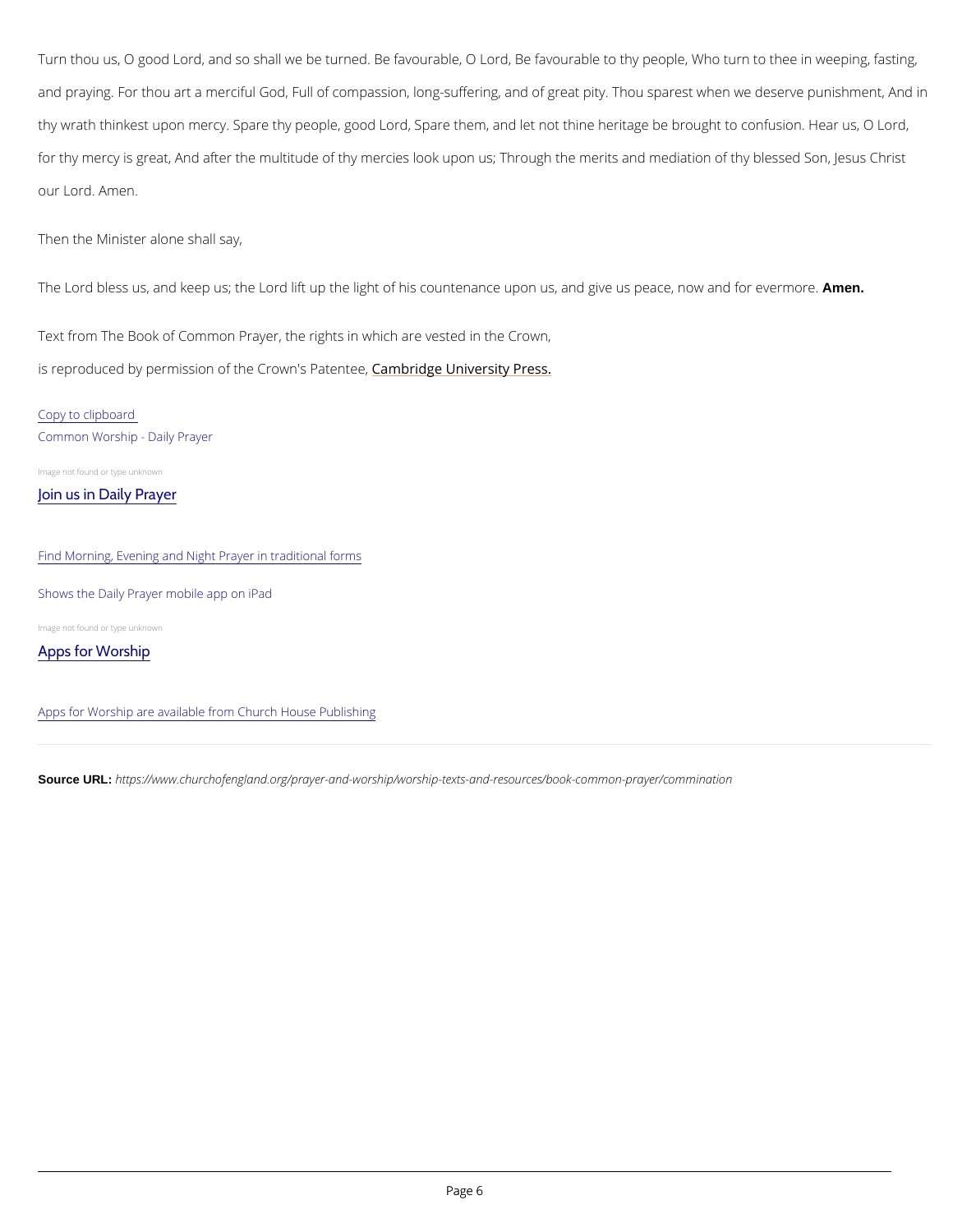Turn thou us, O good Lord, and so shall we be turned. Be favourable, O Lord, Be favourable to thy people, Who turn to thee in weeping, fasting, and praying. For thou art a merciful God, Full of compassion, long-suffering, and of great pity. Thou sparest when we deserve punishment, And in thy wrath thinkest upon mercy. Spare thy people, good Lord, Spare them, and let not thine heritage be brought to confusion. Hear us, O Lord, for thy mercy is great, And after the multitude of thy mercies look upon us; Through the merits and mediation of thy blessed Son, Jesus Christ our Lord. Amen.

Then the Minister alone shall say,

The Lord bless us, and keep us; the Lord lift up the light of his countenance upon us, and give us peace, now and for evermore. **Amen.**

Text from The Book of Common Prayer, the rights in which are vested in the Crown,
is reproduced by permission of the Crown's Patentee, Cambridge University Press.

Copy to clipboard
Common Worship - Daily Prayer

Image not found or type unknown

Join us in Daily Prayer

Find Morning, Evening and Night Prayer in traditional forms

Shows the Daily Prayer mobile app on iPad

Image not found or type unknown

Apps for Worship

Apps for Worship are available from Church House Publishing

---

**Source URL:** *https://www.churchofengland.org/prayer-and-worship/worship-texts-and-resources/book-common-prayer/commination*